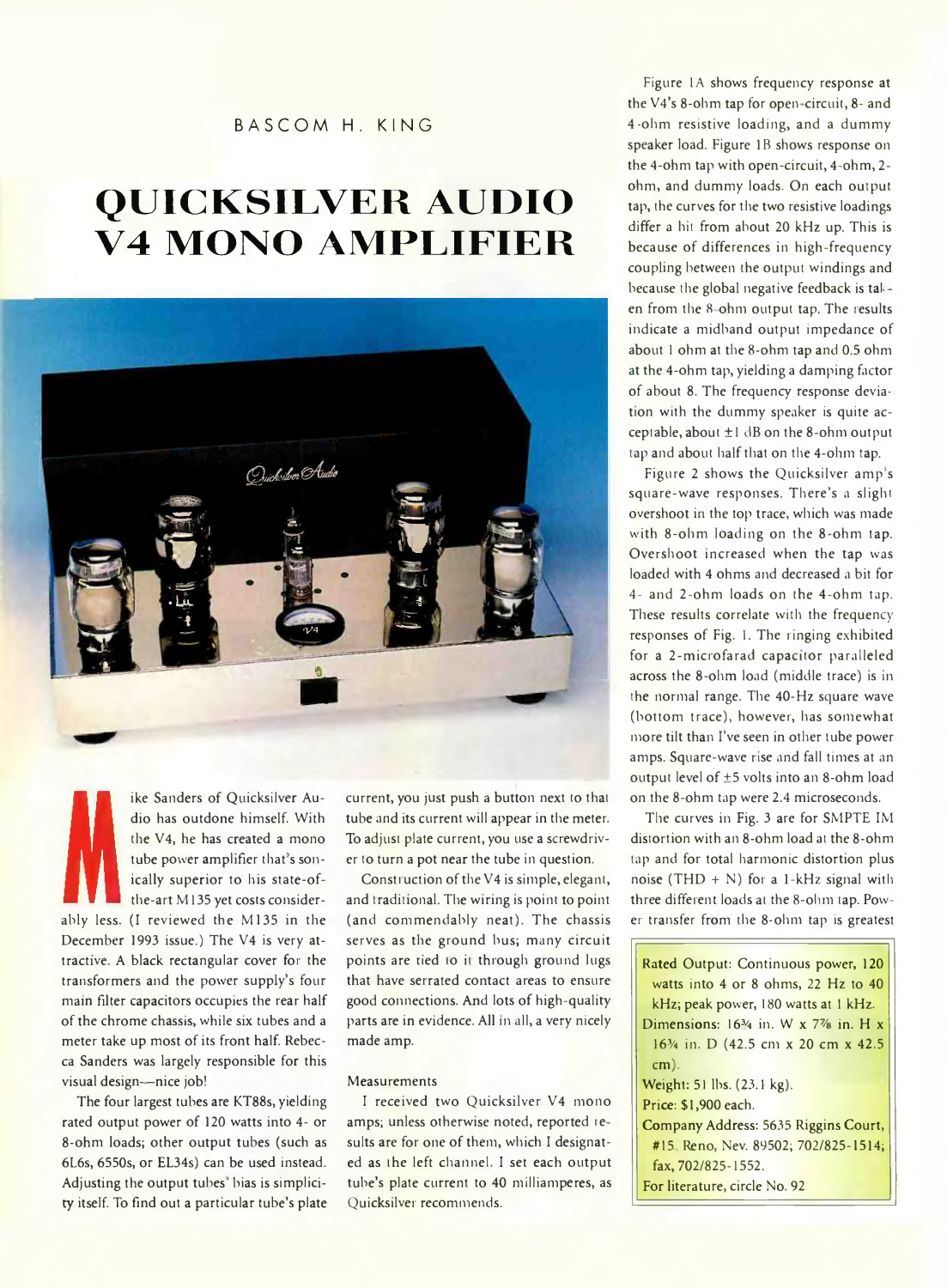BASCOM H. KING

# QUICKSILVER AUDIO V4 MONO AMPLIFIER

Mike Sanders of Quicksilver Audio has outdone himself. With the V4, he has created a mono tube power amplifier that's sonically superior to his state-of-the-art M135 yet costs considerably less. (I reviewed the M135 in the December 1993 issue.) The V4 is very attractive. A black rectangular cover for the transformers and the power supply's four main filter capacitors occupies the rear half of the chrome chassis, while six tubes and a meter take up most of its front half. Rebecca Sanders was largely responsible for this visual design—nice job!

The four largest tubes are KT88s, yielding rated output power of 120 watts into 4- or 8-ohm loads; other output tubes (such as 6L6s, 6550s, or EL34s) can be used instead. Adjusting the output tubes' bias is simplicity itself. To find out a particular tube's plate current, you just push a button next to that tube and its current will appear in the meter. To adjust plate current, you use a screwdriver to turn a pot near the tube in question.

Construction of the V4 is simple, elegant, and traditional. The wiring is point to point (and commendably neat). The chassis serves as the ground bus; many circuit points are tied to it through ground lugs that have serrated contact areas to ensure good connections. And lots of high-quality parts are in evidence. All in all, a very nicely made amp.

## Measurements

I received two Quicksilver V4 mono amps; unless otherwise noted, reported results are for one of them, which I designated as the left channel. I set each output tube's plate current to 40 milliamperes, as Quicksilver recommends.

Figure 1A shows frequency response at the V4's 8-ohm tap for open-circuit, 8- and 4-ohm resistive loading, and a dummy speaker load. Figure 1B shows response on the 4-ohm tap with open-circuit, 4-ohm, 2-ohm, and dummy loads. On each output tap, the curves for the two resistive loadings differ a bit from about 20 kHz up. This is because of differences in high-frequency coupling between the output windings and because the global negative feedback is taken from the 8-ohm output tap. The results indicate a midband output impedance of about 1 ohm at the 8-ohm tap and 0.5 ohm at the 4-ohm tap, yielding a damping factor of about 8. The frequency response deviation with the dummy speaker is quite acceptable, about ±1 dB on the 8-ohm output tap and about half that on the 4-ohm tap.

Figure 2 shows the Quicksilver amp's square-wave responses. There's a slight overshoot in the top trace, which was made with 8-ohm loading on the 8-ohm tap. Overshoot increased when the tap was loaded with 4 ohms and decreased a bit for 4- and 2-ohm loads on the 4-ohm tap. These results correlate with the frequency responses of Fig. 1. The ringing exhibited for a 2-microfarad capacitor paralleled across the 8-ohm load (middle trace) is in the normal range. The 40-Hz square wave (bottom trace), however, has somewhat more tilt than I've seen in other tube power amps. Square-wave rise and fall times at an output level of ±5 volts into an 8-ohm load on the 8-ohm tap were 2.4 microseconds.

The curves in Fig. 3 are for SMPTE IM distortion with an 8-ohm load at the 8-ohm tap and for total harmonic distortion plus noise (THD + N) for a 1-kHz signal with three different loads at the 8-ohm tap. Power transfer from the 8-ohm tap is greatest

Rated Output: Continuous power, 120 watts into 4 or 8 ohms, 22 Hz to 40 kHz; peak power, 180 watts at 1 kHz.
Dimensions: 16¾ in. W x 7⅞ in. H x 16¾ in. D (42.5 cm x 20 cm x 42.5 cm).
Weight: 51 lbs. (23.1 kg).
Price: $1,900 each.
Company Address: 5635 Riggins Court, #15, Reno, Nev. 89502; 702/825-1514; fax, 702/825-1552.
For literature, circle No. 92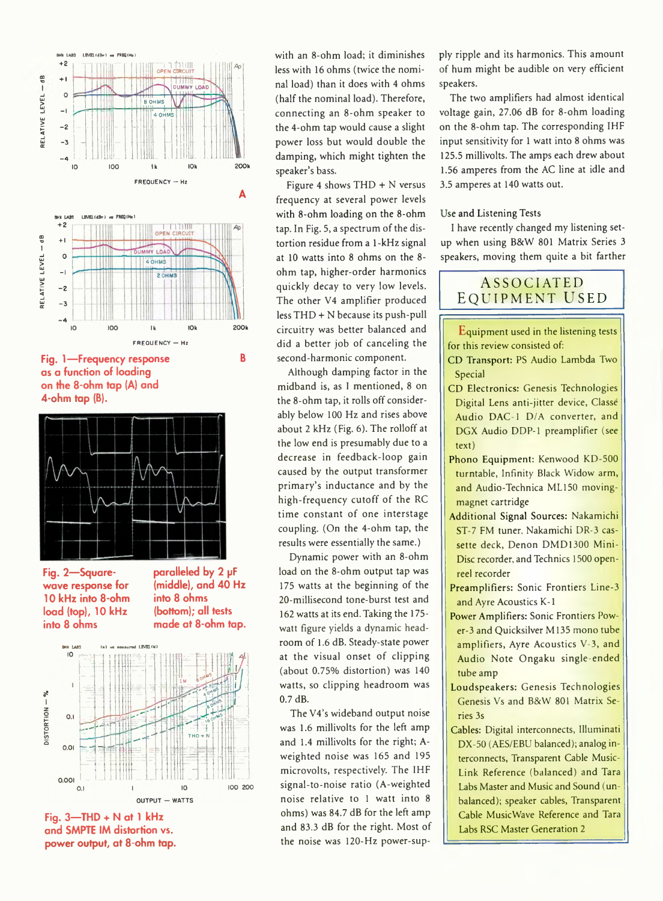Fig. 1—Frequency response as a function of loading on the 8-ohm tap (A) and 4-ohm tap (B).

Fig. 2—Square-wave response for 10 kHz into 8-ohm load (top), 10 kHz into 8 ohms paralleled by 2 µF (middle), and 40 Hz into 8 ohms (bottom); all tests made at 8-ohm tap.

Fig. 3—THD + N at 1 kHz and SMPTE IM distortion vs. power output, at 8-ohm tap.

with an 8-ohm load; it diminishes less with 16 ohms (twice the nominal load) than it does with 4 ohms (half the nominal load). Therefore, connecting an 8-ohm speaker to the 4-ohm tap would cause a slight power loss but would double the damping, which might tighten the speaker's bass.

Figure 4 shows THD + N versus frequency at several power levels with 8-ohm loading on the 8-ohm tap. In Fig. 5, a spectrum of the distortion residue from a 1-kHz signal at 10 watts into 8 ohms on the 8-ohm tap, higher-order harmonics quickly decay to very low levels. The other V4 amplifier produced less THD + N because its push-pull circuitry was better balanced and did a better job of canceling the second-harmonic component.

Although damping factor in the midband is, as I mentioned, 8 on the 8-ohm tap, it rolls off considerably below 100 Hz and rises above about 2 kHz (Fig. 6). The rolloff at the low end is presumably due to a decrease in feedback-loop gain caused by the output transformer primary's inductance and by the high-frequency cutoff of the RC time constant of one interstage coupling. (On the 4-ohm tap, the results were essentially the same.)

Dynamic power with an 8-ohm load on the 8-ohm output tap was 175 watts at the beginning of the 20-millisecond tone-burst test and 162 watts at its end. Taking the 175-watt figure yields a dynamic headroom of 1.6 dB. Steady-state power at the visual onset of clipping (about 0.75% distortion) was 140 watts, so clipping headroom was 0.7 dB.

The V4's wideband output noise was 1.6 millivolts for the left amp and 1.4 millivolts for the right; A-weighted noise was 165 and 195 microvolts, respectively. The IHF signal-to-noise ratio (A-weighted noise relative to 1 watt into 8 ohms) was 84.7 dB for the left amp and 83.3 dB for the right. Most of the noise was 120-Hz power-supply ripple and its harmonics. This amount of hum might be audible on very efficient speakers.

The two amplifiers had almost identical voltage gain, 27.06 dB for 8-ohm loading on the 8-ohm tap. The corresponding IHF input sensitivity for 1 watt into 8 ohms was 125.5 millivolts. The amps each drew about 1.56 amperes from the AC line at idle and 3.5 amperes at 140 watts out.

## Use and Listening Tests

I have recently changed my listening setup when using B&W 801 Matrix Series 3 speakers, moving them quite a bit farther

## ASSOCIATED EQUIPMENT USED

Equipment used in the listening tests for this review consisted of:

**CD Transport:** PS Audio Lambda Two Special

**CD Electronics:** Genesis Technologies Digital Lens anti-jitter device, Classé Audio DAC-1 D/A converter, and DGX Audio DDP-1 preamplifier (see text)

**Phono Equipment:** Kenwood KD-500 turntable, Infinity Black Widow arm, and Audio-Technica ML150 moving-magnet cartridge

**Additional Signal Sources:** Nakamichi ST-7 FM tuner, Nakamichi DR-3 cassette deck, Denon DMD1300 MiniDisc recorder, and Technics 1500 open-reel recorder

**Preamplifiers:** Sonic Frontiers Line-3 and Ayre Acoustics K-1

**Power Amplifiers:** Sonic Frontiers Power-3 and Quicksilver M135 mono tube amplifiers, Ayre Acoustics V-3, and Audio Note Ongaku single-ended tube amp

**Loudspeakers:** Genesis Technologies Genesis Vs and B&W 801 Matrix Series 3s

**Cables:** Digital interconnects, Illuminati DX-50 (AES/EBU balanced); analog interconnects, Transparent Cable MusicLink Reference (balanced) and Tara Labs Master and Music and Sound (unbalanced); speaker cables, Transparent Cable MusicWave Reference and Tara Labs RSC Master Generation 2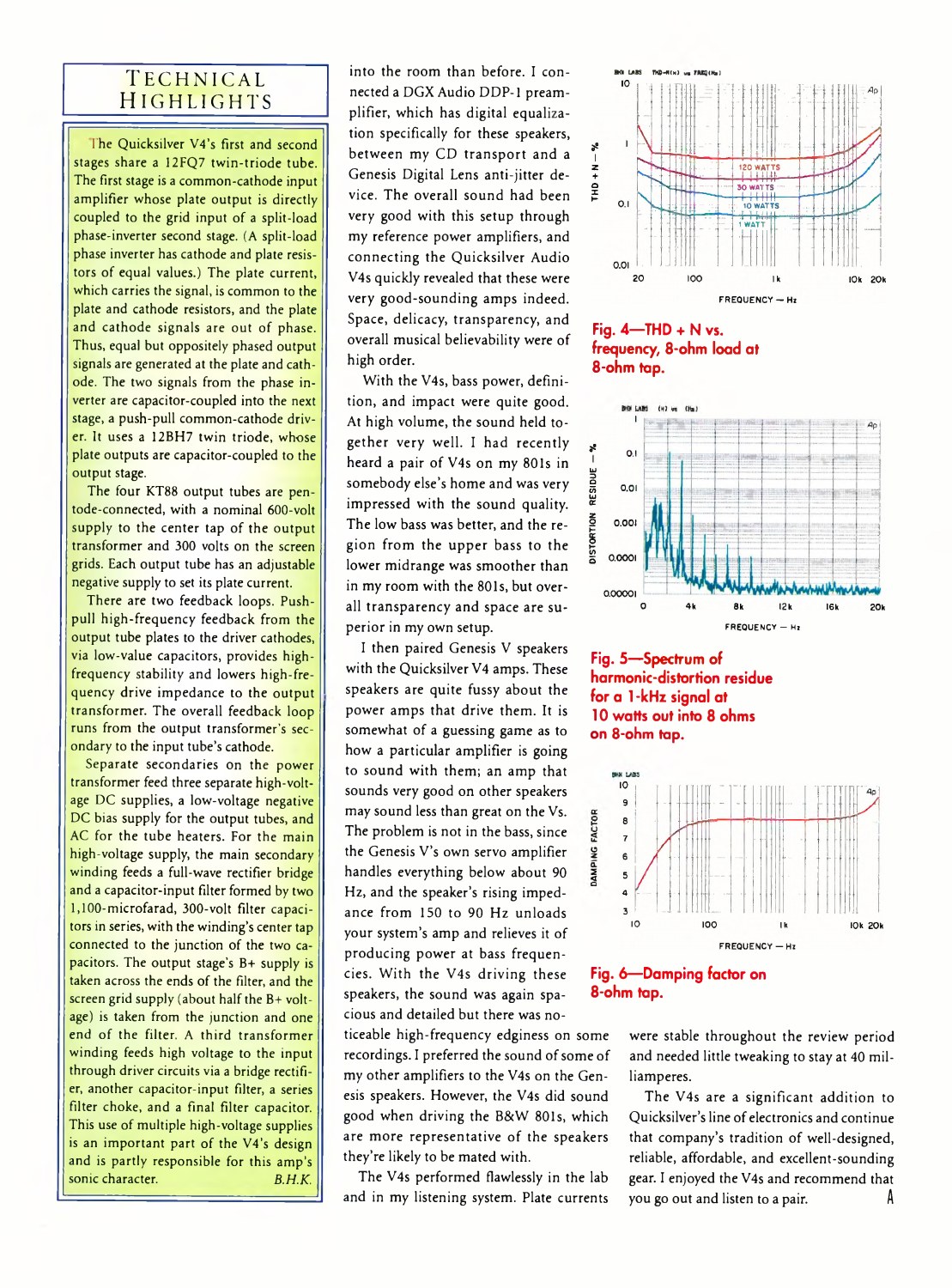## Technical Highlights

The Quicksilver V4's first and second stages share a 12FQ7 twin-triode tube. The first stage is a common-cathode input amplifier whose plate output is directly coupled to the grid input of a split-load phase-inverter second stage. (A split-load phase inverter has cathode and plate resistors of equal values.) The plate current, which carries the signal, is common to the plate and cathode resistors, and the plate and cathode signals are out of phase. Thus, equal but oppositely phased output signals are generated at the plate and cathode. The two signals from the phase inverter are capacitor-coupled into the next stage, a push-pull common-cathode driver. It uses a 12BH7 twin triode, whose plate outputs are capacitor-coupled to the output stage.

The four KT88 output tubes are pentode-connected, with a nominal 600-volt supply to the center tap of the output transformer and 300 volts on the screen grids. Each output tube has an adjustable negative supply to set its plate current.

There are two feedback loops. Push-pull high-frequency feedback from the output tube plates to the driver cathodes, via low-value capacitors, provides high-frequency stability and lowers high-frequency drive impedance to the output transformer. The overall feedback loop runs from the output transformer's secondary to the input tube's cathode.

Separate secondaries on the power transformer feed three separate high-voltage DC supplies, a low-voltage negative DC bias supply for the output tubes, and AC for the tube heaters. For the main high-voltage supply, the main secondary winding feeds a full-wave rectifier bridge and a capacitor-input filter formed by two 1,100-microfarad, 300-volt filter capacitors in series, with the winding's center tap connected to the junction of the two capacitors. The output stage's B+ supply is taken across the ends of the filter, and the screen grid supply (about half the B+ voltage) is taken from the junction and one end of the filter. A third transformer winding feeds high voltage to the input through driver circuits via a bridge rectifier, another capacitor-input filter, a series filter choke, and a final filter capacitor. This use of multiple high-voltage supplies is an important part of the V4's design and is partly responsible for this amp's sonic character. *B.H.K.*

into the room than before. I connected a DGX Audio DDP-1 preamplifier, which has digital equalization specifically for these speakers, between my CD transport and a Genesis Digital Lens anti-jitter device. The overall sound had been very good with this setup through my reference power amplifiers, and connecting the Quicksilver Audio V4s quickly revealed that these were very good-sounding amps indeed. Space, delicacy, transparency, and overall musical believability were of high order.

With the V4s, bass power, definition, and impact were quite good. At high volume, the sound held together very well. I had recently heard a pair of V4s on my 801s in somebody else's home and was very impressed with the sound quality. The low bass was better, and the region from the upper bass to the lower midrange was smoother than in my room with the 801s, but overall transparency and space are superior in my own setup.

I then paired Genesis V speakers with the Quicksilver V4 amps. These speakers are quite fussy about the power amps that drive them. It is somewhat of a guessing game as to how a particular amplifier is going to sound with them; an amp that sounds very good on other speakers may sound less than great on the Vs. The problem is not in the bass, since the Genesis V's own servo amplifier handles everything below about 90 Hz, and the speaker's rising impedance from 150 to 90 Hz unloads your system's amp and relieves it of producing power at bass frequencies. With the V4s driving these speakers, the sound was again spacious and detailed but there was noticeable high-frequency edginess on some recordings. I preferred the sound of some of my other amplifiers to the V4s on the Genesis speakers. However, the V4s did sound good when driving the B&W 801s, which are more representative of the speakers they're likely to be mated with.

The V4s performed flawlessly in the lab and in my listening system. Plate currents were stable throughout the review period and needed little tweaking to stay at 40 milliamperes.

The V4s are a significant addition to Quicksilver's line of electronics and continue that company's tradition of well-designed, reliable, affordable, and excellent-sounding gear. I enjoyed the V4s and recommend that you go out and listen to a pair.

BHK LABS THD+N(%) vs FREQ(Hz)
THD + N — %
10
1
0.1
0.01
20 100 1k 10k 20k
120 WATTS
30 WATTS
10 WATTS
1 WATT
FREQUENCY — Hz

Fig. 4—THD + N vs. frequency, 8-ohm load at 8-ohm tap.

BHK LABS (V) vs (Hz)
DISTORTION RESIDUE — %
1
0.1
0.01
0.001
0.0001
0.00001
0 4k 8k 12k 16k 20k
FREQUENCY — Hz

Fig. 5—Spectrum of harmonic-distortion residue for a 1-kHz signal at 10 watts out into 8 ohms on 8-ohm tap.

BHK LABS
DAMPING FACTOR
10
9
8
7
6
5
4
3
10 100 1k 10k 20k
FREQUENCY — Hz

Fig. 6—Damping factor on 8-ohm tap.